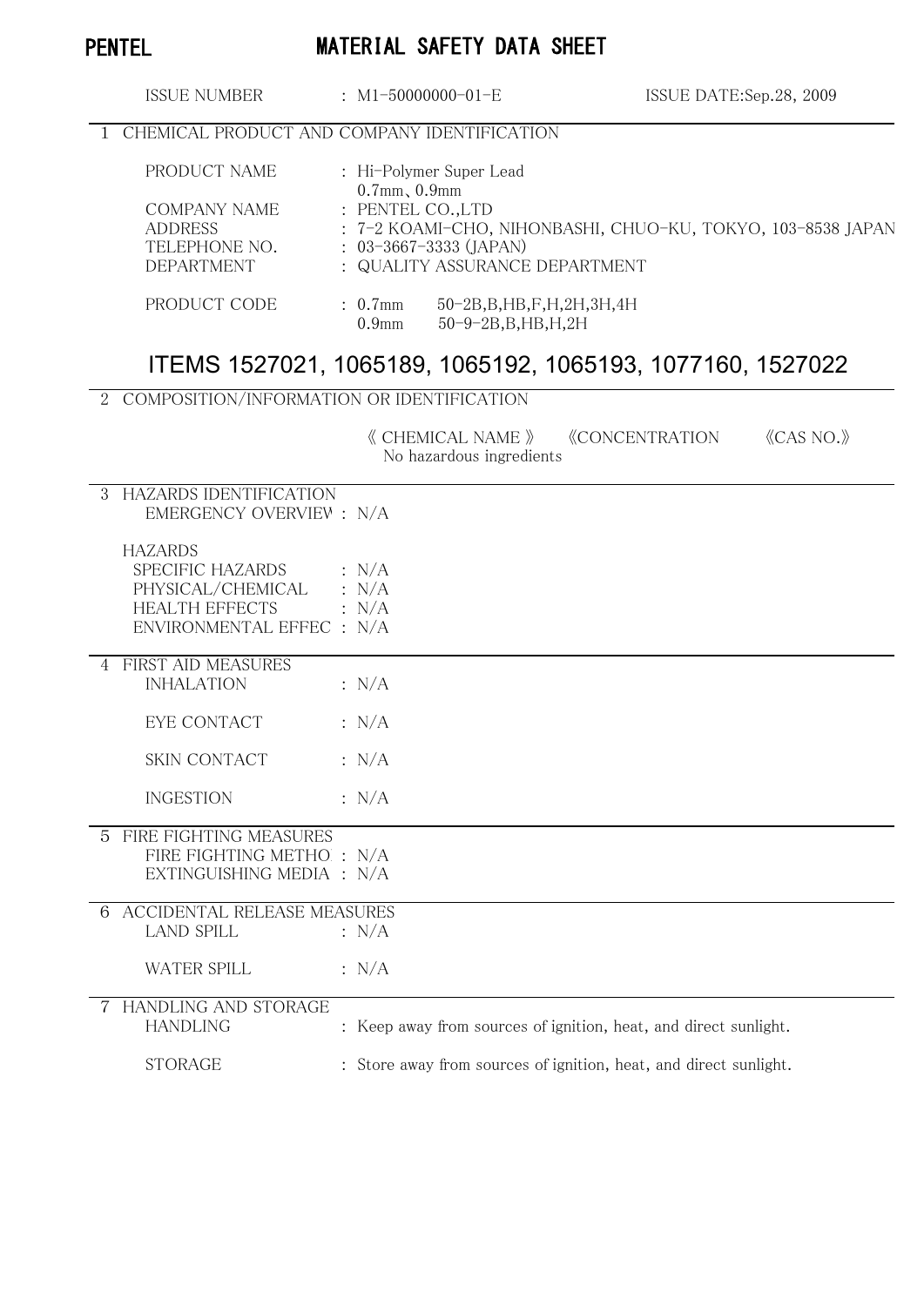**PENTEL**

# MATERIAL SAFETY DATA SHEET

ISSUE NUMBER : M1-50000000-01-E ISSUE DATE:Sep.28, 2009

## 1 CHEMICAL PRODUCT AND COMPANY IDENTIFICATION

| | |
|---|---|
| PRODUCT NAME | : Hi-Polymer Super Lead 0.7mm、0.9mm |
| COMPANY NAME | : PENTEL CO.,LTD |
| ADDRESS | : 7-2 KOAMI-CHO, NIHONBASHI, CHUO-KU, TOKYO, 103-8538 JAPAN |
| TELEPHONE NO. | : 03-3667-3333 (JAPAN) |
| DEPARTMENT | : QUALITY ASSURANCE DEPARTMENT |
| PRODUCT CODE | : 0.7mm 50-2B,B,HB,F,H,2H,3H,4H |
| | 0.9mm 50-9-2B,B,HB,H,2H |

## ITEMS 1527021, 1065189, 1065192, 1065193, 1077160, 1527022

## 2 COMPOSITION/INFORMATION OR IDENTIFICATION

| 《 CHEMICAL NAME 》 | 《CONCENTRATION | 《CAS NO.》 |
|---|---|---|
| No hazardous ingredients | | |

## 3 HAZARDS IDENTIFICATION

EMERGENCY OVERVIEW : N/A

HAZARDS

- SPECIFIC HAZARDS : N/A
- PHYSICAL/CHEMICAL : N/A
- HEALTH EFFECTS : N/A
- ENVIRONMENTAL EFFEC : N/A

## 4 FIRST AID MEASURES

- INHALATION : N/A
- EYE CONTACT : N/A
- SKIN CONTACT : N/A
- INGESTION : N/A

## 5 FIRE FIGHTING MEASURES

- FIRE FIGHTING METHO : N/A
- EXTINGUISHING MEDIA : N/A

## 6 ACCIDENTAL RELEASE MEASURES

- LAND SPILL : N/A
- WATER SPILL : N/A

## 7 HANDLING AND STORAGE

- HANDLING : Keep away from sources of ignition, heat, and direct sunlight.
- STORAGE : Store away from sources of ignition, heat, and direct sunlight.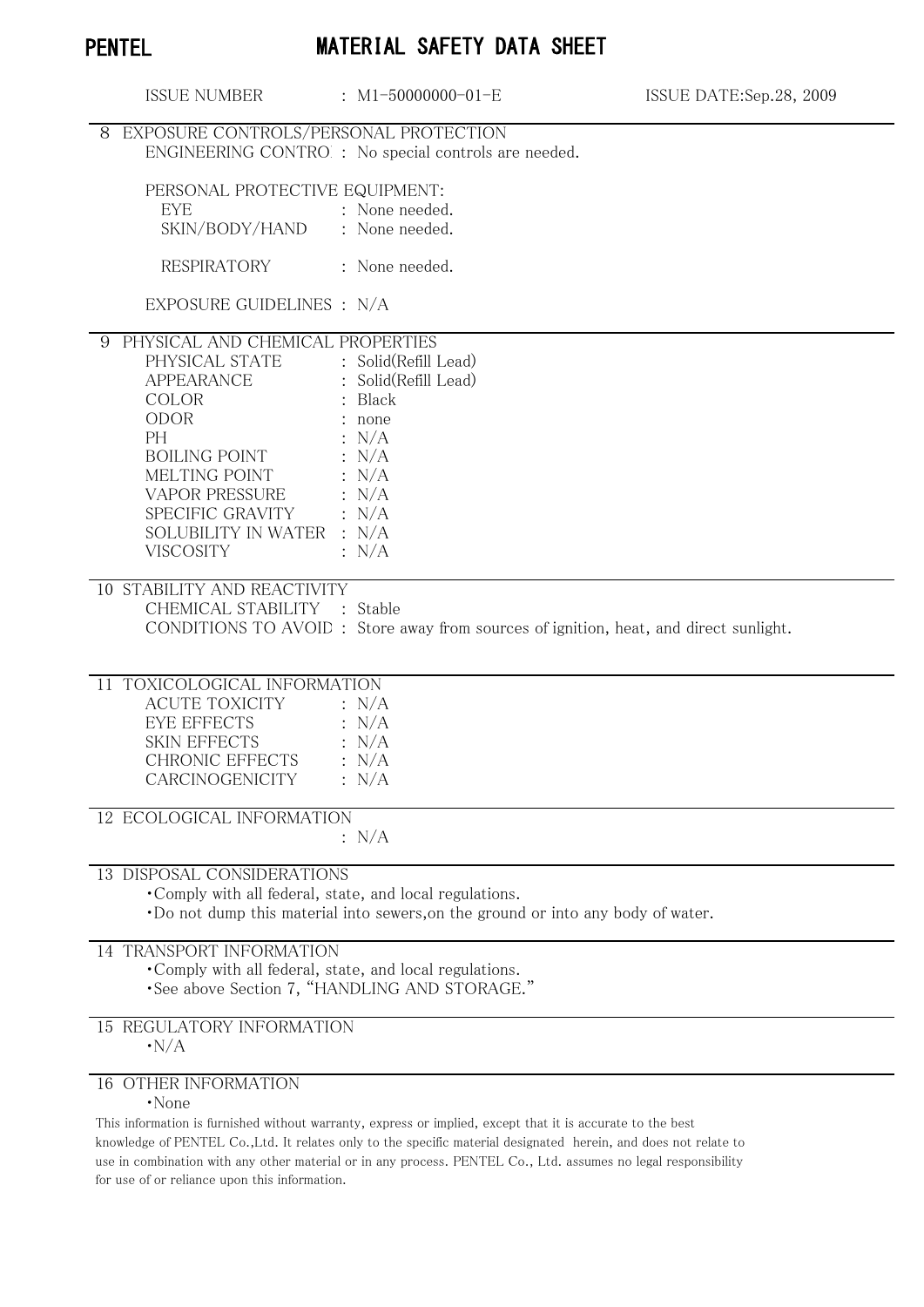PENTEL **MATERIAL SAFETY DATA SHEET**

ISSUE NUMBER : M1-50000000-01-E ISSUE DATE:Sep.28, 2009

## 8 EXPOSURE CONTROLS/PERSONAL PROTECTION

ENGINEERING CONTROL : No special controls are needed.

PERSONAL PROTECTIVE EQUIPMENT:

- EYE : None needed.
- SKIN/BODY/HAND : None needed.
- RESPIRATORY : None needed.

EXPOSURE GUIDELINES : N/A

## 9 PHYSICAL AND CHEMICAL PROPERTIES

| | |
|---|---|
| PHYSICAL STATE | : Solid(Refill Lead) |
| APPEARANCE | : Solid(Refill Lead) |
| COLOR | : Black |
| ODOR | : none |
| PH | : N/A |
| BOILING POINT | : N/A |
| MELTING POINT | : N/A |
| VAPOR PRESSURE | : N/A |
| SPECIFIC GRAVITY | : N/A |
| SOLUBILITY IN WATER | : N/A |
| VISCOSITY | : N/A |

## 10 STABILITY AND REACTIVITY

CHEMICAL STABILITY : Stable

CONDITIONS TO AVOID : Store away from sources of ignition, heat, and direct sunlight.

## 11 TOXICOLOGICAL INFORMATION

| | |
|---|---|
| ACUTE TOXICITY | : N/A |
| EYE EFFECTS | : N/A |
| SKIN EFFECTS | : N/A |
| CHRONIC EFFECTS | : N/A |
| CARCINOGENICITY | : N/A |

## 12 ECOLOGICAL INFORMATION

: N/A

## 13 DISPOSAL CONSIDERATIONS

- Comply with all federal, state, and local regulations.
- Do not dump this material into sewers,on the ground or into any body of water.

## 14 TRANSPORT INFORMATION

- Comply with all federal, state, and local regulations.
- See above Section 7, "HANDLING AND STORAGE."

## 15 REGULATORY INFORMATION

- N/A

## 16 OTHER INFORMATION

- None

This information is furnished without warranty, express or implied, except that it is accurate to the best knowledge of PENTEL Co.,Ltd. It relates only to the specific material designated herein, and does not relate to use in combination with any other material or in any process. PENTEL Co., Ltd. assumes no legal responsibility for use of or reliance upon this information.